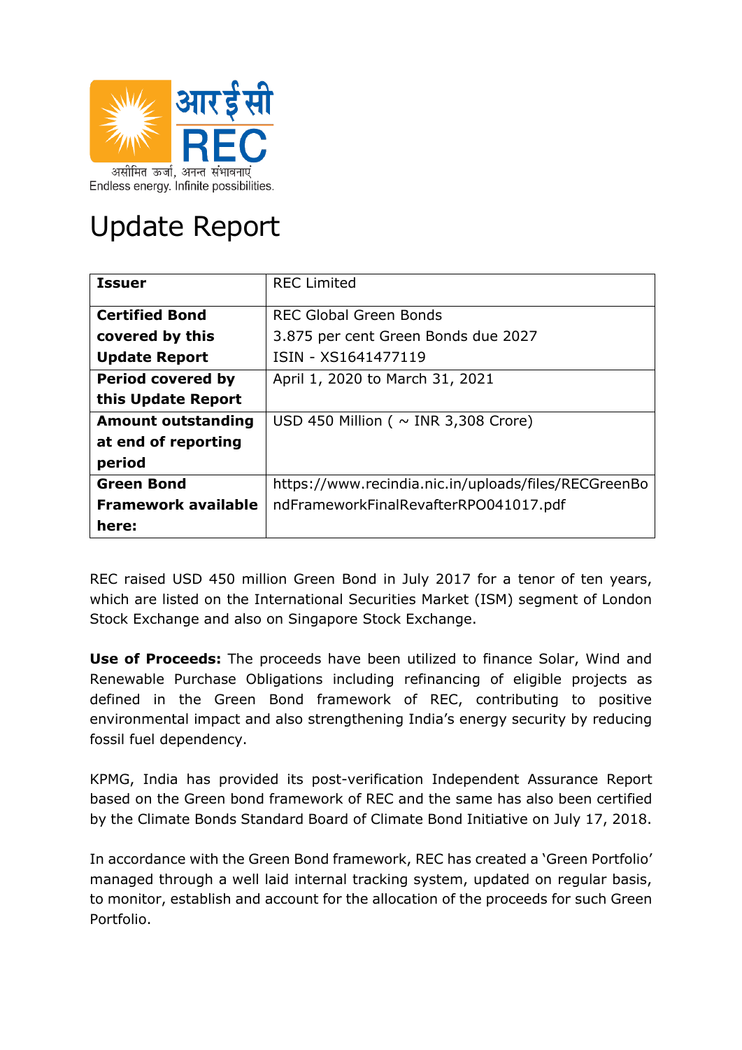आरईसी
REC
असीमित ऊर्जा, अनन्त संभावनाएं
Endless energy. Infinite possibilities.

# Update Report

| **Issuer** | REC Limited |
|---|---|
| **Certified Bond covered by this Update Report** | REC Global Green Bonds<br>3.875 per cent Green Bonds due 2027<br>ISIN - XS1641477119 |
| **Period covered by this Update Report** | April 1, 2020 to March 31, 2021 |
| **Amount outstanding at end of reporting period** | USD 450 Million ( ~ INR 3,308 Crore) |
| **Green Bond Framework available here:** | https://www.recindia.nic.in/uploads/files/RECGreenBondFrameworkFinalRevafterRPO041017.pdf |

REC raised USD 450 million Green Bond in July 2017 for a tenor of ten years, which are listed on the International Securities Market (ISM) segment of London Stock Exchange and also on Singapore Stock Exchange.

**Use of Proceeds:** The proceeds have been utilized to finance Solar, Wind and Renewable Purchase Obligations including refinancing of eligible projects as defined in the Green Bond framework of REC, contributing to positive environmental impact and also strengthening India's energy security by reducing fossil fuel dependency.

KPMG, India has provided its post-verification Independent Assurance Report based on the Green bond framework of REC and the same has also been certified by the Climate Bonds Standard Board of Climate Bond Initiative on July 17, 2018.

In accordance with the Green Bond framework, REC has created a 'Green Portfolio' managed through a well laid internal tracking system, updated on regular basis, to monitor, establish and account for the allocation of the proceeds for such Green Portfolio.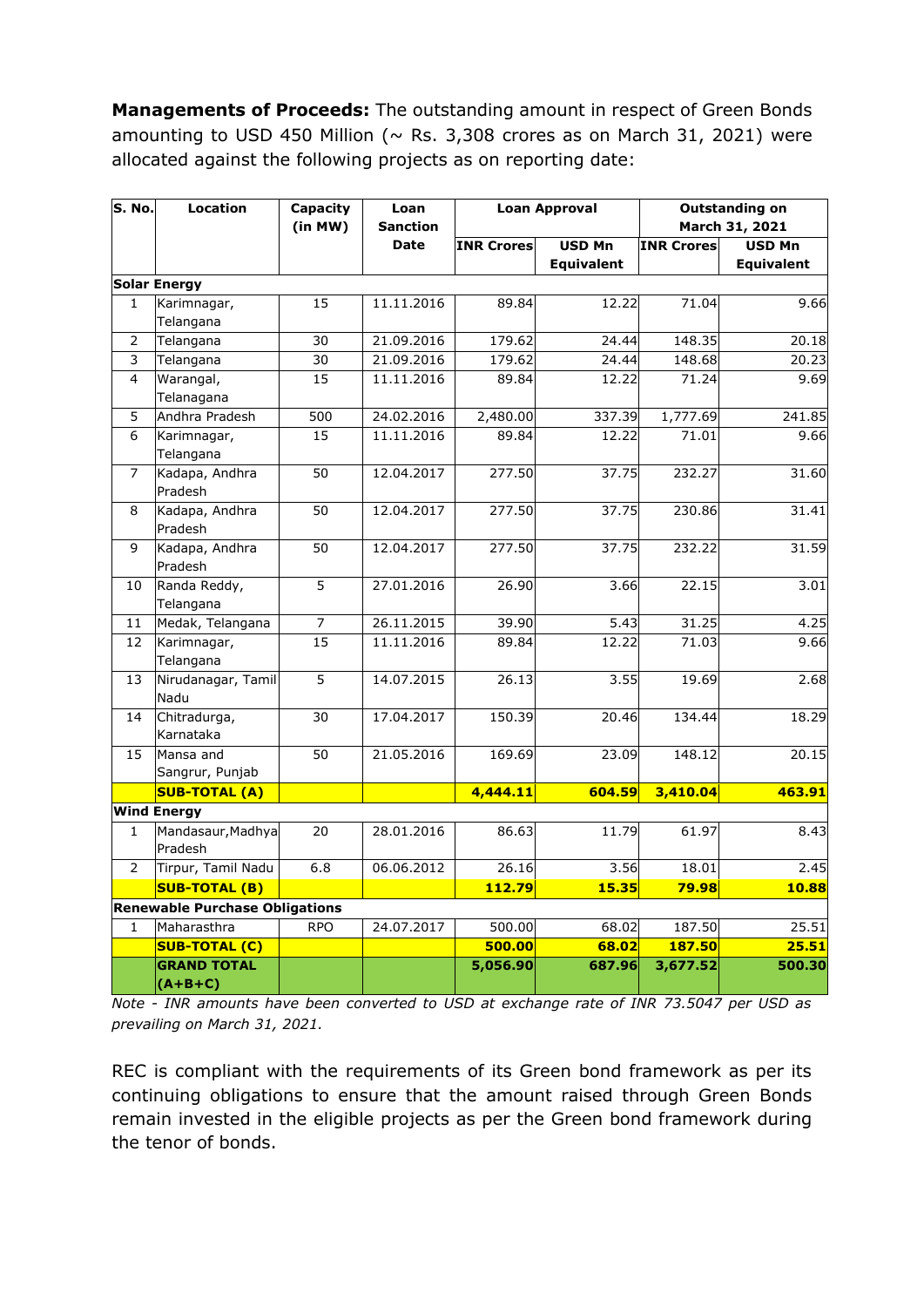**Managements of Proceeds:** The outstanding amount in respect of Green Bonds amounting to USD 450 Million (~ Rs. 3,308 crores as on March 31, 2021) were allocated against the following projects as on reporting date:

| S. No. | Location | Capacity (in MW) | Loan Sanction Date | Loan Approval | | Outstanding on March 31, 2021 | |
|---|---|---|---|---|---|---|---|
| | | | | INR Crores | USD Mn Equivalent | INR Crores | USD Mn Equivalent |
| **Solar Energy** | | | | | | | |
| 1 | Karimnagar, Telangana | 15 | 11.11.2016 | 89.84 | 12.22 | 71.04 | 9.66 |
| 2 | Telangana | 30 | 21.09.2016 | 179.62 | 24.44 | 148.35 | 20.18 |
| 3 | Telangana | 30 | 21.09.2016 | 179.62 | 24.44 | 148.68 | 20.23 |
| 4 | Warangal, Telanagana | 15 | 11.11.2016 | 89.84 | 12.22 | 71.24 | 9.69 |
| 5 | Andhra Pradesh | 500 | 24.02.2016 | 2,480.00 | 337.39 | 1,777.69 | 241.85 |
| 6 | Karimnagar, Telangana | 15 | 11.11.2016 | 89.84 | 12.22 | 71.01 | 9.66 |
| 7 | Kadapa, Andhra Pradesh | 50 | 12.04.2017 | 277.50 | 37.75 | 232.27 | 31.60 |
| 8 | Kadapa, Andhra Pradesh | 50 | 12.04.2017 | 277.50 | 37.75 | 230.86 | 31.41 |
| 9 | Kadapa, Andhra Pradesh | 50 | 12.04.2017 | 277.50 | 37.75 | 232.22 | 31.59 |
| 10 | Randa Reddy, Telangana | 5 | 27.01.2016 | 26.90 | 3.66 | 22.15 | 3.01 |
| 11 | Medak, Telangana | 7 | 26.11.2015 | 39.90 | 5.43 | 31.25 | 4.25 |
| 12 | Karimnagar, Telangana | 15 | 11.11.2016 | 89.84 | 12.22 | 71.03 | 9.66 |
| 13 | Nirudanagar, Tamil Nadu | 5 | 14.07.2015 | 26.13 | 3.55 | 19.69 | 2.68 |
| 14 | Chitradurga, Karnataka | 30 | 17.04.2017 | 150.39 | 20.46 | 134.44 | 18.29 |
| 15 | Mansa and Sangrur, Punjab | 50 | 21.05.2016 | 169.69 | 23.09 | 148.12 | 20.15 |
| | **SUB-TOTAL (A)** | | | **4,444.11** | **604.59** | **3,410.04** | **463.91** |
| **Wind Energy** | | | | | | | |
| 1 | Mandasaur,Madhya Pradesh | 20 | 28.01.2016 | 86.63 | 11.79 | 61.97 | 8.43 |
| 2 | Tirpur, Tamil Nadu | 6.8 | 06.06.2012 | 26.16 | 3.56 | 18.01 | 2.45 |
| | **SUB-TOTAL (B)** | | | **112.79** | **15.35** | **79.98** | **10.88** |
| **Renewable Purchase Obligations** | | | | | | | |
| 1 | Maharasthra | RPO | 24.07.2017 | 500.00 | 68.02 | 187.50 | 25.51 |
| | **SUB-TOTAL (C)** | | | **500.00** | **68.02** | **187.50** | **25.51** |
| | **GRAND TOTAL (A+B+C)** | | | **5,056.90** | **687.96** | **3,677.52** | **500.30** |

*Note - INR amounts have been converted to USD at exchange rate of INR 73.5047 per USD as prevailing on March 31, 2021.*

REC is compliant with the requirements of its Green bond framework as per its continuing obligations to ensure that the amount raised through Green Bonds remain invested in the eligible projects as per the Green bond framework during the tenor of bonds.